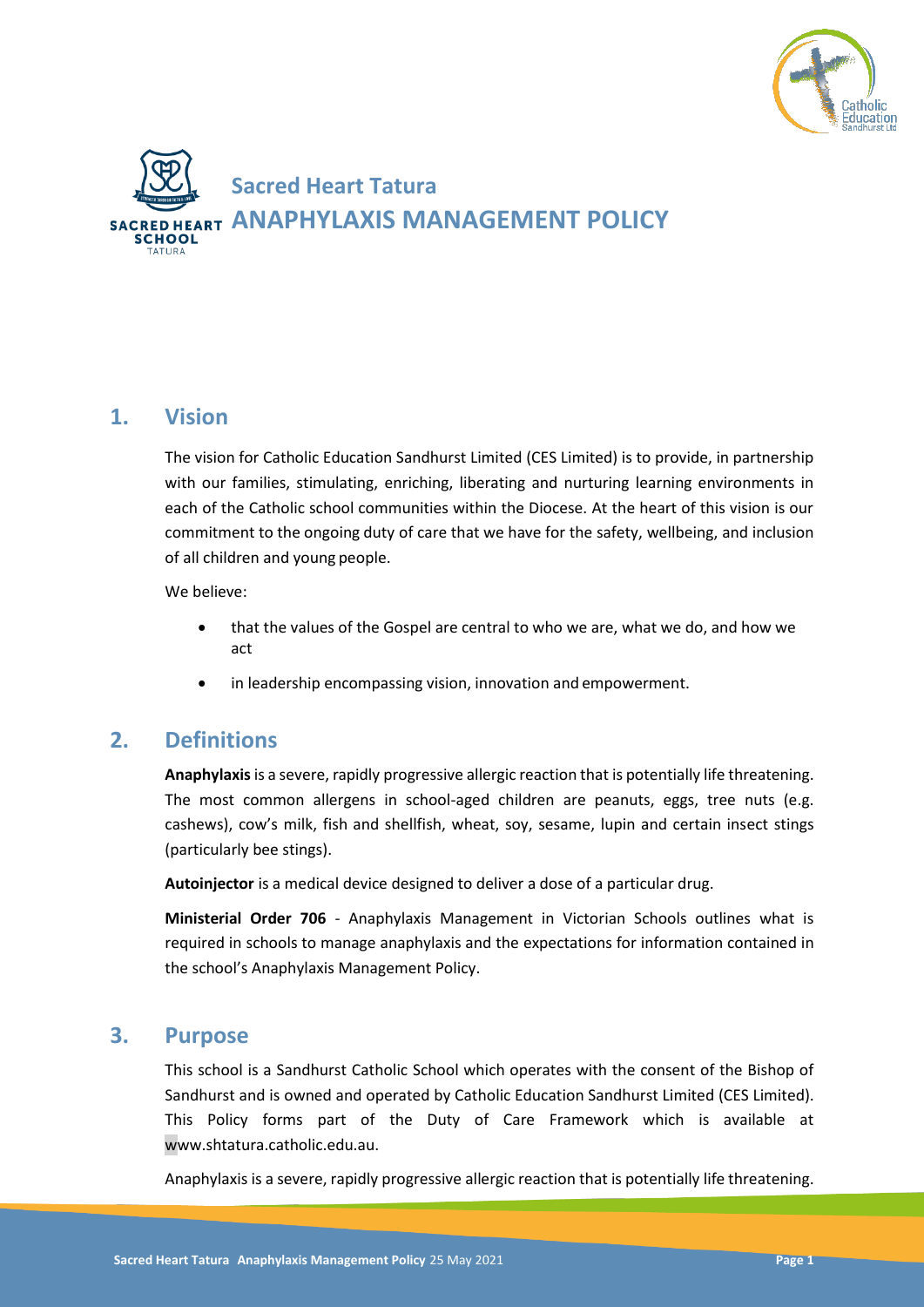# Sacred Heart Tatura
# ANAPHYLAXIS MANAGEMENT POLICY

## 1. Vision

The vision for Catholic Education Sandhurst Limited (CES Limited) is to provide, in partnership with our families, stimulating, enriching, liberating and nurturing learning environments in each of the Catholic school communities within the Diocese. At the heart of this vision is our commitment to the ongoing duty of care that we have for the safety, wellbeing, and inclusion of all children and young people.

We believe:

- that the values of the Gospel are central to who we are, what we do, and how we act
- in leadership encompassing vision, innovation and empowerment.

## 2. Definitions

**Anaphylaxis** is a severe, rapidly progressive allergic reaction that is potentially life threatening. The most common allergens in school-aged children are peanuts, eggs, tree nuts (e.g. cashews), cow's milk, fish and shellfish, wheat, soy, sesame, lupin and certain insect stings (particularly bee stings).

**Autoinjector** is a medical device designed to deliver a dose of a particular drug.

**Ministerial Order 706** - Anaphylaxis Management in Victorian Schools outlines what is required in schools to manage anaphylaxis and the expectations for information contained in the school's Anaphylaxis Management Policy.

## 3. Purpose

This school is a Sandhurst Catholic School which operates with the consent of the Bishop of Sandhurst and is owned and operated by Catholic Education Sandhurst Limited (CES Limited). This Policy forms part of the Duty of Care Framework which is available at www.shtatura.catholic.edu.au.

Anaphylaxis is a severe, rapidly progressive allergic reaction that is potentially life threatening.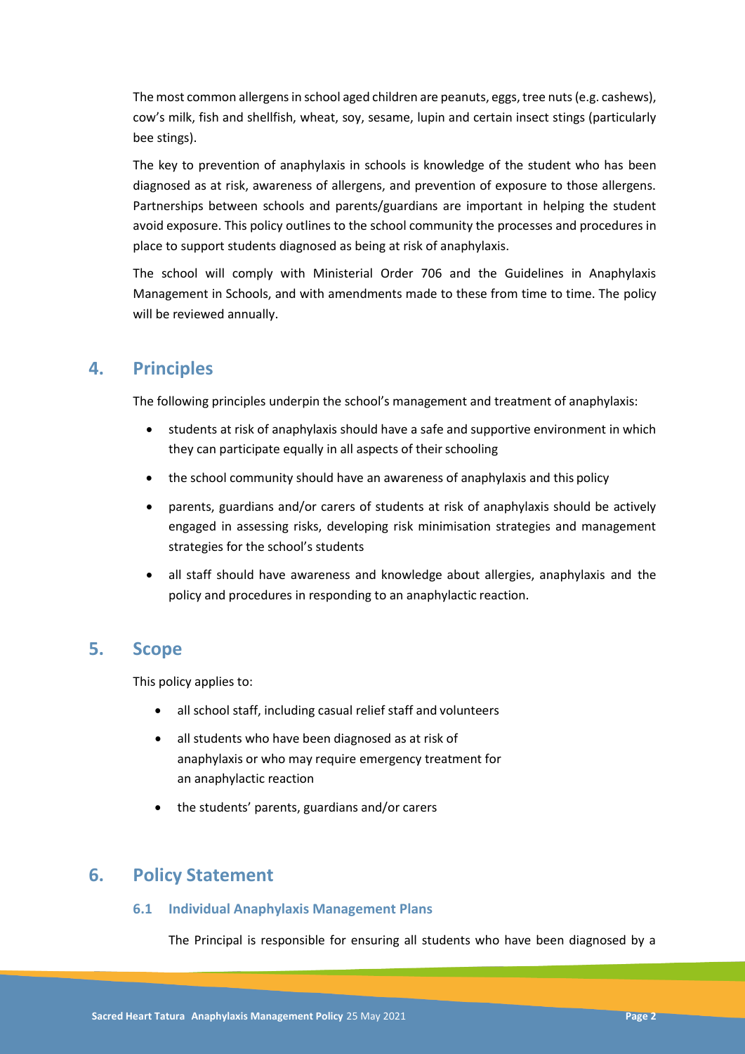The most common allergens in school aged children are peanuts, eggs, tree nuts (e.g. cashews), cow's milk, fish and shellfish, wheat, soy, sesame, lupin and certain insect stings (particularly bee stings).

The key to prevention of anaphylaxis in schools is knowledge of the student who has been diagnosed as at risk, awareness of allergens, and prevention of exposure to those allergens. Partnerships between schools and parents/guardians are important in helping the student avoid exposure. This policy outlines to the school community the processes and procedures in place to support students diagnosed as being at risk of anaphylaxis.

The school will comply with Ministerial Order 706 and the Guidelines in Anaphylaxis Management in Schools, and with amendments made to these from time to time. The policy will be reviewed annually.

## 4. Principles

The following principles underpin the school's management and treatment of anaphylaxis:

- students at risk of anaphylaxis should have a safe and supportive environment in which they can participate equally in all aspects of their schooling
- the school community should have an awareness of anaphylaxis and this policy
- parents, guardians and/or carers of students at risk of anaphylaxis should be actively engaged in assessing risks, developing risk minimisation strategies and management strategies for the school's students
- all staff should have awareness and knowledge about allergies, anaphylaxis and the policy and procedures in responding to an anaphylactic reaction.

## 5. Scope

This policy applies to:

- all school staff, including casual relief staff and volunteers
- all students who have been diagnosed as at risk of anaphylaxis or who may require emergency treatment for an anaphylactic reaction
- the students' parents, guardians and/or carers

## 6. Policy Statement

### 6.1 Individual Anaphylaxis Management Plans

The Principal is responsible for ensuring all students who have been diagnosed by a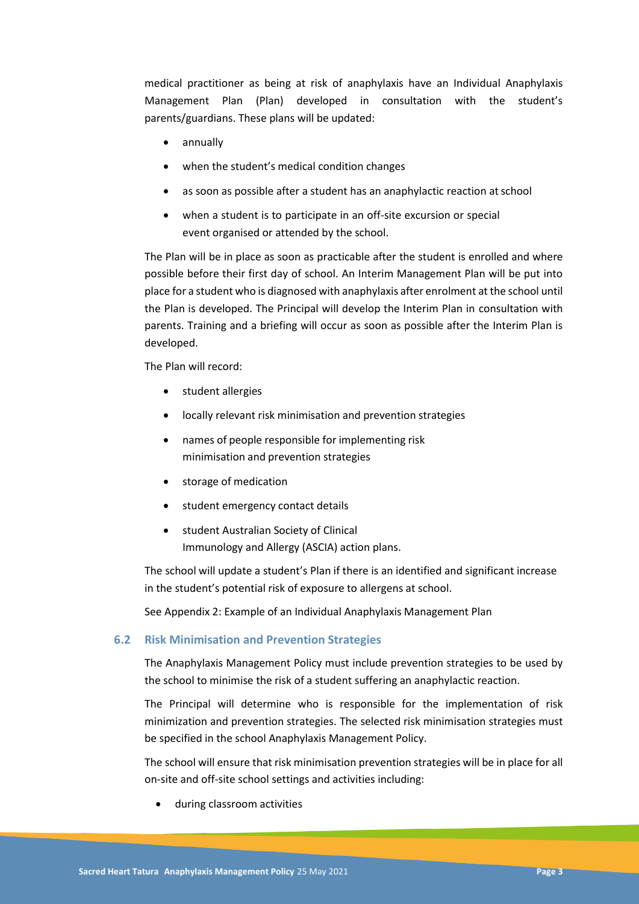medical practitioner as being at risk of anaphylaxis have an Individual Anaphylaxis Management Plan (Plan) developed in consultation with the student's parents/guardians. These plans will be updated:

- annually
- when the student's medical condition changes
- as soon as possible after a student has an anaphylactic reaction at school
- when a student is to participate in an off-site excursion or special event organised or attended by the school.

The Plan will be in place as soon as practicable after the student is enrolled and where possible before their first day of school. An Interim Management Plan will be put into place for a student who is diagnosed with anaphylaxis after enrolment at the school until the Plan is developed. The Principal will develop the Interim Plan in consultation with parents. Training and a briefing will occur as soon as possible after the Interim Plan is developed.

The Plan will record:

- student allergies
- locally relevant risk minimisation and prevention strategies
- names of people responsible for implementing risk minimisation and prevention strategies
- storage of medication
- student emergency contact details
- student Australian Society of Clinical Immunology and Allergy (ASCIA) action plans.

The school will update a student's Plan if there is an identified and significant increase in the student's potential risk of exposure to allergens at school.

See Appendix 2: Example of an Individual Anaphylaxis Management Plan

### 6.2 Risk Minimisation and Prevention Strategies

The Anaphylaxis Management Policy must include prevention strategies to be used by the school to minimise the risk of a student suffering an anaphylactic reaction.

The Principal will determine who is responsible for the implementation of risk minimization and prevention strategies. The selected risk minimisation strategies must be specified in the school Anaphylaxis Management Policy.

The school will ensure that risk minimisation prevention strategies will be in place for all on-site and off-site school settings and activities including:

- during classroom activities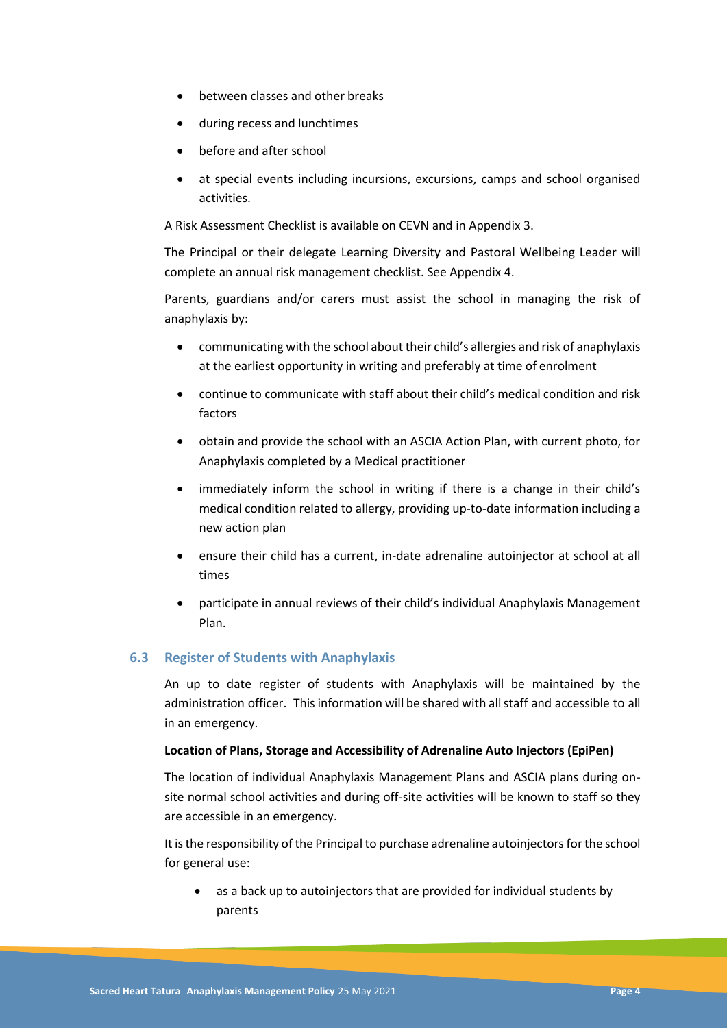- between classes and other breaks
- during recess and lunchtimes
- before and after school
- at special events including incursions, excursions, camps and school organised activities.

A Risk Assessment Checklist is available on CEVN and in Appendix 3.

The Principal or their delegate Learning Diversity and Pastoral Wellbeing Leader will complete an annual risk management checklist. See Appendix 4.

Parents, guardians and/or carers must assist the school in managing the risk of anaphylaxis by:

- communicating with the school about their child's allergies and risk of anaphylaxis at the earliest opportunity in writing and preferably at time of enrolment
- continue to communicate with staff about their child's medical condition and risk factors
- obtain and provide the school with an ASCIA Action Plan, with current photo, for Anaphylaxis completed by a Medical practitioner
- immediately inform the school in writing if there is a change in their child's medical condition related to allergy, providing up-to-date information including a new action plan
- ensure their child has a current, in-date adrenaline autoinjector at school at all times
- participate in annual reviews of their child's individual Anaphylaxis Management Plan.

### 6.3 Register of Students with Anaphylaxis

An up to date register of students with Anaphylaxis will be maintained by the administration officer. This information will be shared with all staff and accessible to all in an emergency.

**Location of Plans, Storage and Accessibility of Adrenaline Auto Injectors (EpiPen)**

The location of individual Anaphylaxis Management Plans and ASCIA plans during on-site normal school activities and during off-site activities will be known to staff so they are accessible in an emergency.

It is the responsibility of the Principal to purchase adrenaline autoinjectors for the school for general use:

- as a back up to autoinjectors that are provided for individual students by parents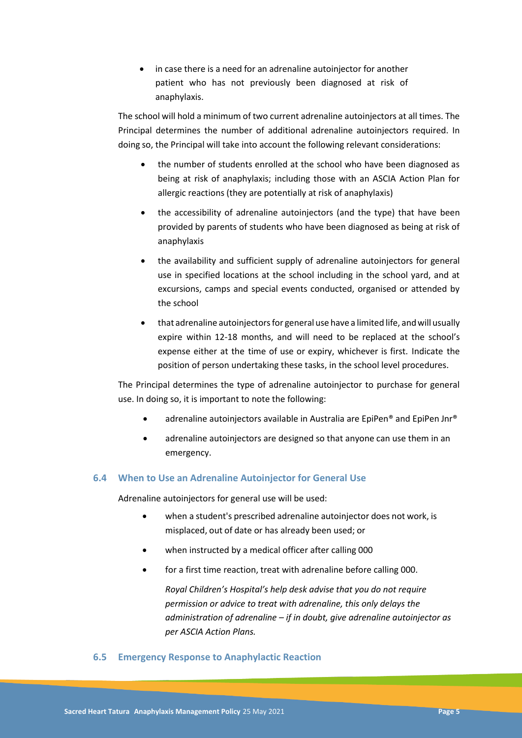- in case there is a need for an adrenaline autoinjector for another patient who has not previously been diagnosed at risk of anaphylaxis.

The school will hold a minimum of two current adrenaline autoinjectors at all times. The Principal determines the number of additional adrenaline autoinjectors required. In doing so, the Principal will take into account the following relevant considerations:

- the number of students enrolled at the school who have been diagnosed as being at risk of anaphylaxis; including those with an ASCIA Action Plan for allergic reactions (they are potentially at risk of anaphylaxis)
- the accessibility of adrenaline autoinjectors (and the type) that have been provided by parents of students who have been diagnosed as being at risk of anaphylaxis
- the availability and sufficient supply of adrenaline autoinjectors for general use in specified locations at the school including in the school yard, and at excursions, camps and special events conducted, organised or attended by the school
- that adrenaline autoinjectors for general use have a limited life, and will usually expire within 12-18 months, and will need to be replaced at the school's expense either at the time of use or expiry, whichever is first. Indicate the position of person undertaking these tasks, in the school level procedures.

The Principal determines the type of adrenaline autoinjector to purchase for general use. In doing so, it is important to note the following:

- adrenaline autoinjectors available in Australia are EpiPen® and EpiPen Jnr®
- adrenaline autoinjectors are designed so that anyone can use them in an emergency.

### 6.4 When to Use an Adrenaline Autoinjector for General Use

Adrenaline autoinjectors for general use will be used:

- when a student's prescribed adrenaline autoinjector does not work, is misplaced, out of date or has already been used; or
- when instructed by a medical officer after calling 000
- for a first time reaction, treat with adrenaline before calling 000.

  *Royal Children's Hospital's help desk advise that you do not require permission or advice to treat with adrenaline, this only delays the administration of adrenaline – if in doubt, give adrenaline autoinjector as per ASCIA Action Plans.*

### 6.5 Emergency Response to Anaphylactic Reaction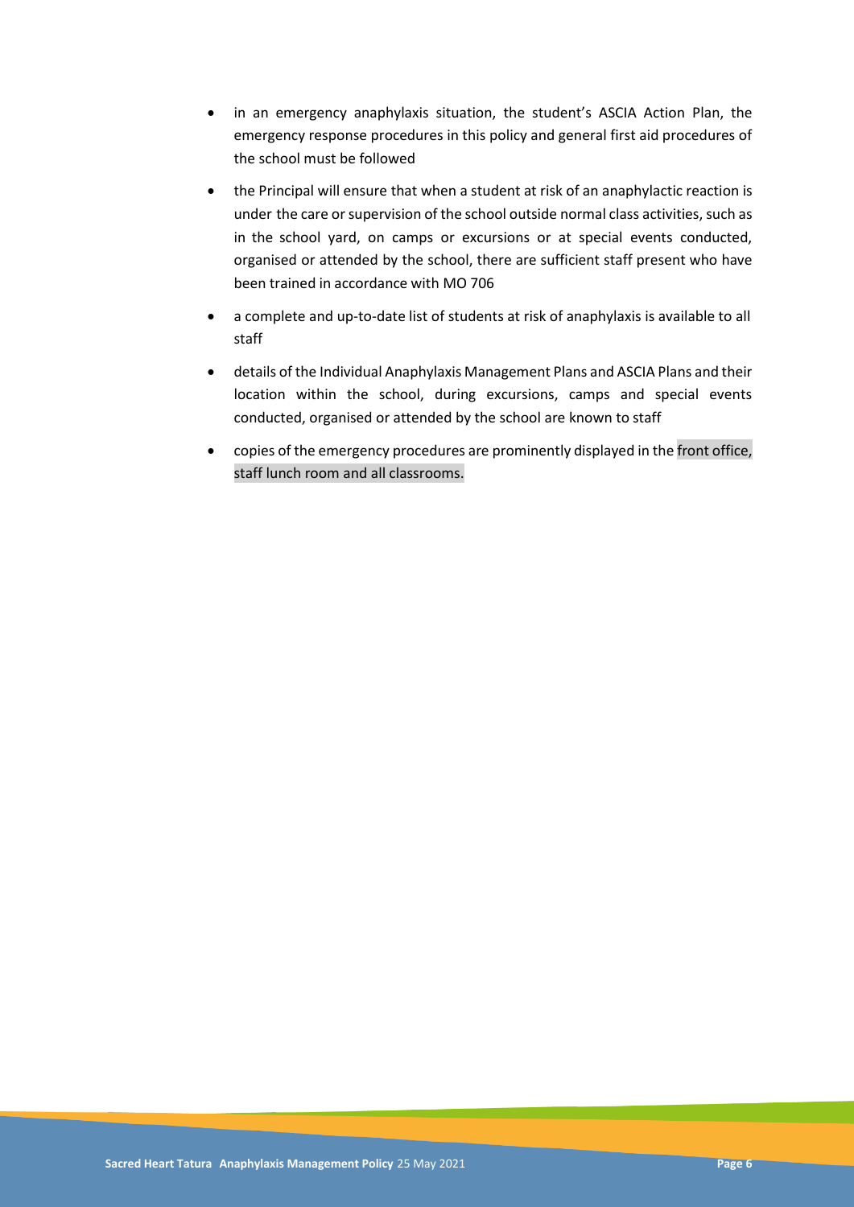- in an emergency anaphylaxis situation, the student's ASCIA Action Plan, the emergency response procedures in this policy and general first aid procedures of the school must be followed
- the Principal will ensure that when a student at risk of an anaphylactic reaction is under the care or supervision of the school outside normal class activities, such as in the school yard, on camps or excursions or at special events conducted, organised or attended by the school, there are sufficient staff present who have been trained in accordance with MO 706
- a complete and up-to-date list of students at risk of anaphylaxis is available to all staff
- details of the Individual Anaphylaxis Management Plans and ASCIA Plans and their location within the school, during excursions, camps and special events conducted, organised or attended by the school are known to staff
- copies of the emergency procedures are prominently displayed in the front office, staff lunch room and all classrooms.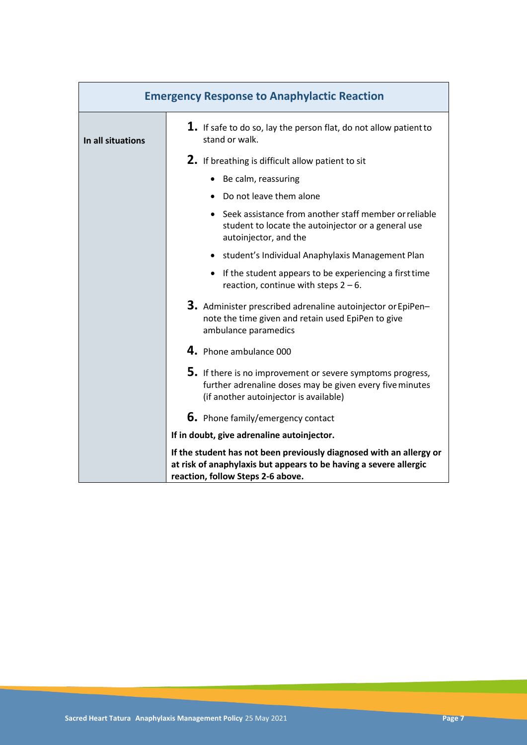| Emergency Response to Anaphylactic Reaction | |
|---|---|
| **In all situations** | **1.** If safe to do so, lay the person flat, do not allow patient to stand or walk.<br><br>**2.** If breathing is difficult allow patient to sit<br>• Be calm, reassuring<br>• Do not leave them alone<br>• Seek assistance from another staff member or reliable student to locate the autoinjector or a general use autoinjector, and the<br>• student's Individual Anaphylaxis Management Plan<br>• If the student appears to be experiencing a first time reaction, continue with steps 2 – 6.<br><br>**3.** Administer prescribed adrenaline autoinjector or EpiPen– note the time given and retain used EpiPen to give ambulance paramedics<br><br>**4.** Phone ambulance 000<br><br>**5.** If there is no improvement or severe symptoms progress, further adrenaline doses may be given every five minutes (if another autoinjector is available)<br><br>**6.** Phone family/emergency contact<br><br>**If in doubt, give adrenaline autoinjector.**<br><br>**If the student has not been previously diagnosed with an allergy or at risk of anaphylaxis but appears to be having a severe allergic reaction, follow Steps 2-6 above.** |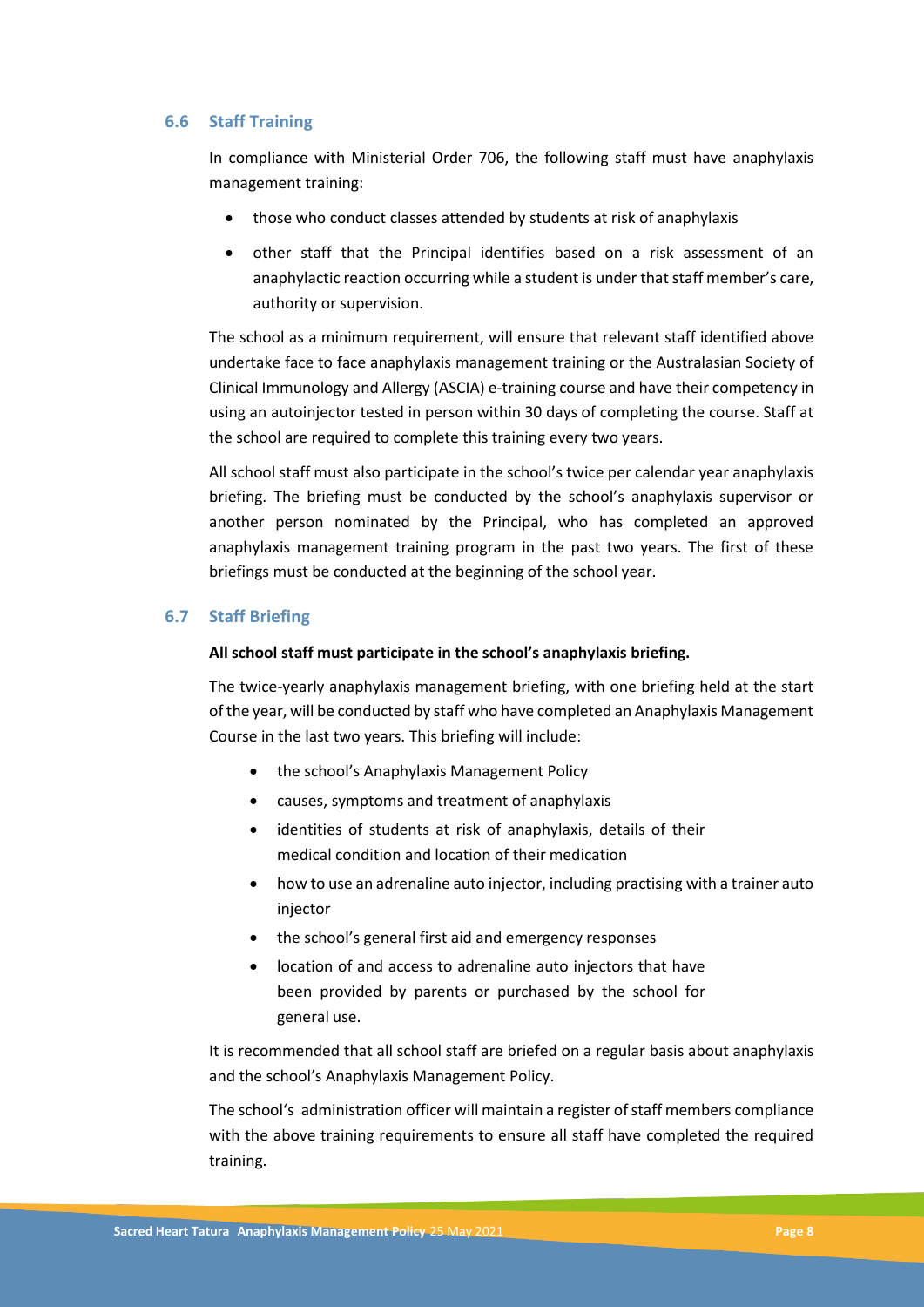### 6.6 Staff Training

In compliance with Ministerial Order 706, the following staff must have anaphylaxis management training:

- those who conduct classes attended by students at risk of anaphylaxis
- other staff that the Principal identifies based on a risk assessment of an anaphylactic reaction occurring while a student is under that staff member's care, authority or supervision.

The school as a minimum requirement, will ensure that relevant staff identified above undertake face to face anaphylaxis management training or the Australasian Society of Clinical Immunology and Allergy (ASCIA) e-training course and have their competency in using an autoinjector tested in person within 30 days of completing the course. Staff at the school are required to complete this training every two years.

All school staff must also participate in the school's twice per calendar year anaphylaxis briefing. The briefing must be conducted by the school's anaphylaxis supervisor or another person nominated by the Principal, who has completed an approved anaphylaxis management training program in the past two years. The first of these briefings must be conducted at the beginning of the school year.

### 6.7 Staff Briefing

**All school staff must participate in the school's anaphylaxis briefing.**

The twice-yearly anaphylaxis management briefing, with one briefing held at the start of the year, will be conducted by staff who have completed an Anaphylaxis Management Course in the last two years. This briefing will include:

- the school's Anaphylaxis Management Policy
- causes, symptoms and treatment of anaphylaxis
- identities of students at risk of anaphylaxis, details of their medical condition and location of their medication
- how to use an adrenaline auto injector, including practising with a trainer auto injector
- the school's general first aid and emergency responses
- location of and access to adrenaline auto injectors that have been provided by parents or purchased by the school for general use.

It is recommended that all school staff are briefed on a regular basis about anaphylaxis and the school's Anaphylaxis Management Policy.

The school's administration officer will maintain a register of staff members compliance with the above training requirements to ensure all staff have completed the required training.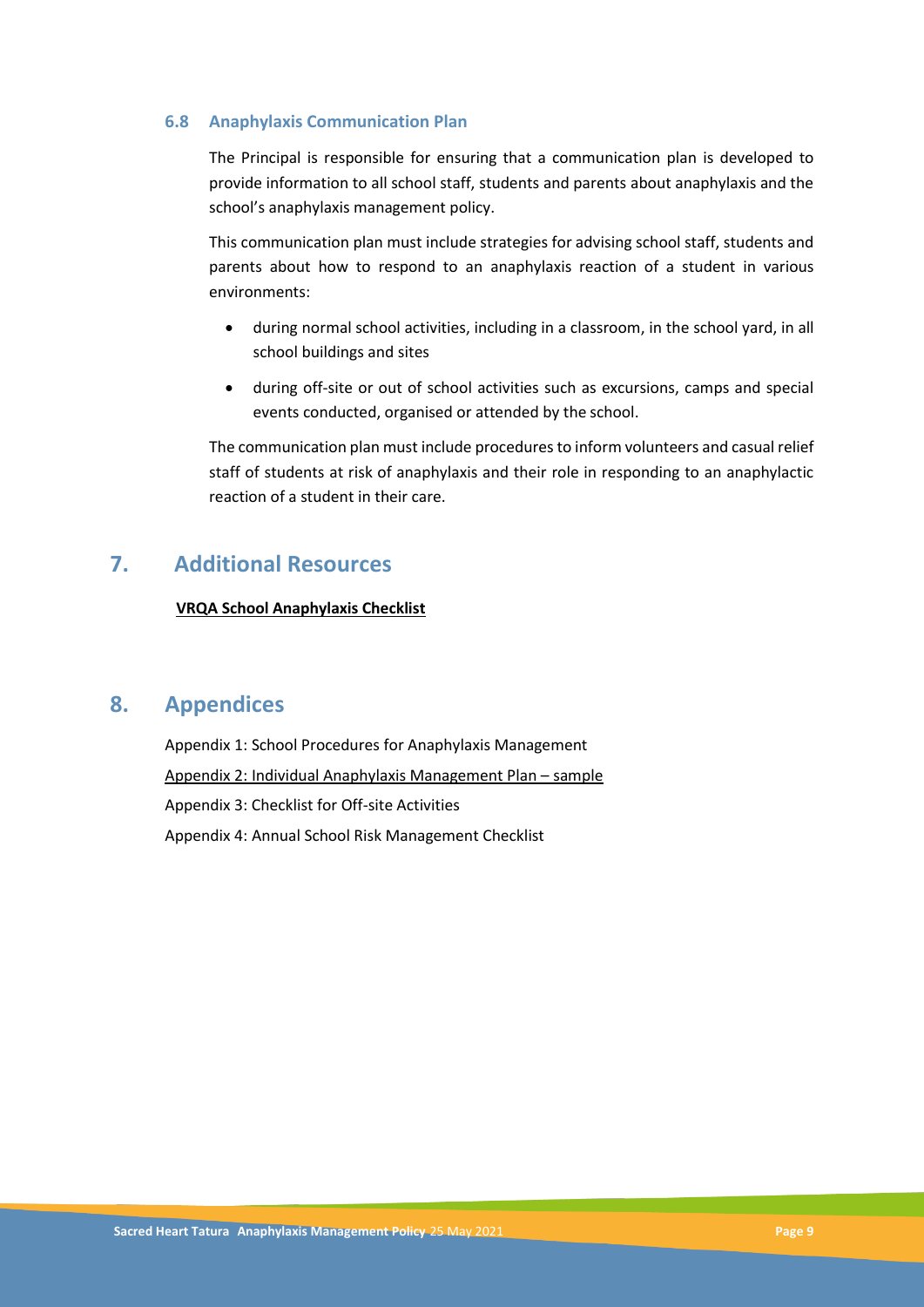### 6.8 Anaphylaxis Communication Plan

The Principal is responsible for ensuring that a communication plan is developed to provide information to all school staff, students and parents about anaphylaxis and the school's anaphylaxis management policy.

This communication plan must include strategies for advising school staff, students and parents about how to respond to an anaphylaxis reaction of a student in various environments:

- during normal school activities, including in a classroom, in the school yard, in all school buildings and sites
- during off-site or out of school activities such as excursions, camps and special events conducted, organised or attended by the school.

The communication plan must include procedures to inform volunteers and casual relief staff of students at risk of anaphylaxis and their role in responding to an anaphylactic reaction of a student in their care.

## 7. Additional Resources

**VRQA School Anaphylaxis Checklist**

## 8. Appendices

Appendix 1: School Procedures for Anaphylaxis Management

Appendix 2: Individual Anaphylaxis Management Plan – sample

Appendix 3: Checklist for Off-site Activities

Appendix 4: Annual School Risk Management Checklist